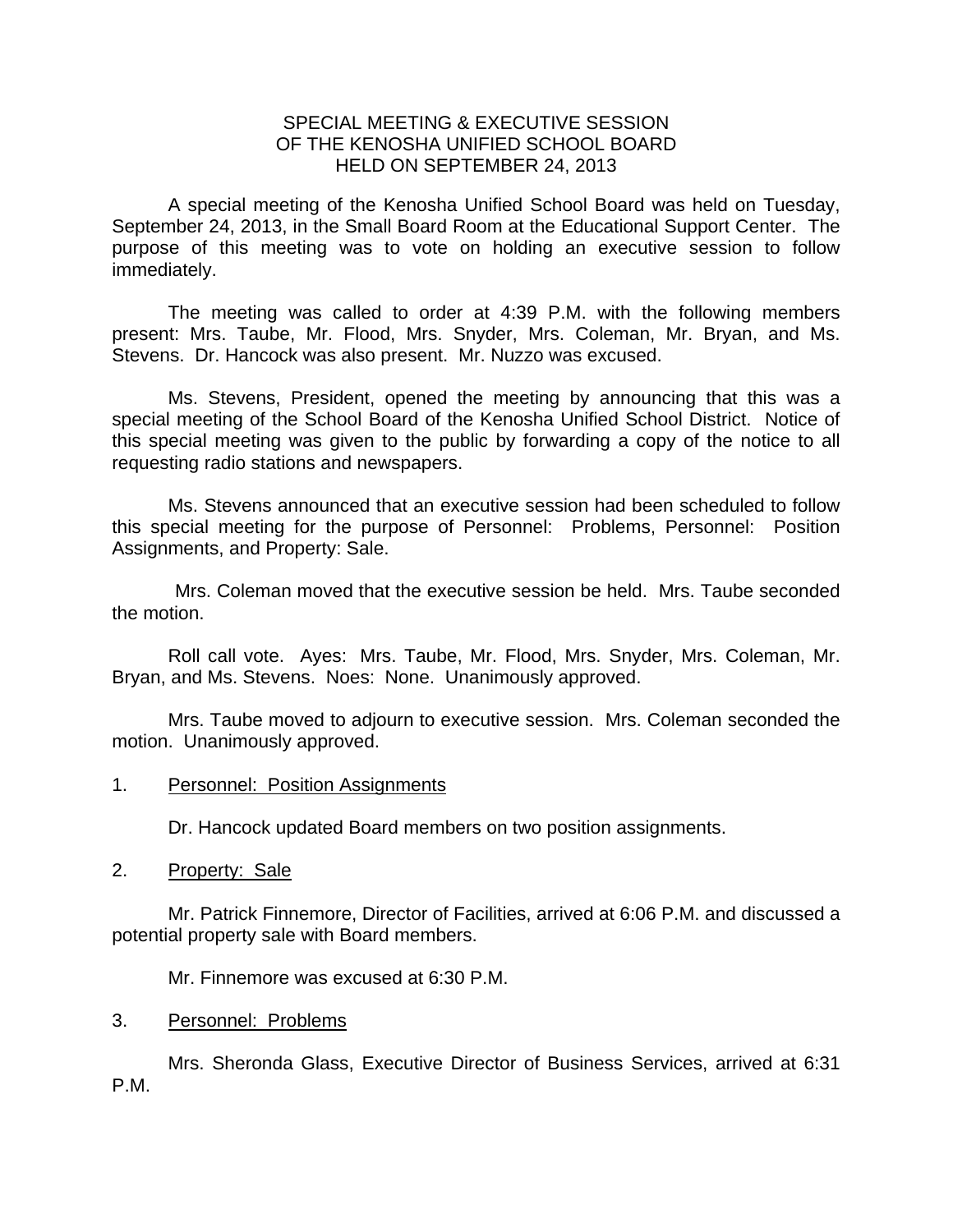SPECIAL MEETING & EXECUTIVE SESSION
OF THE KENOSHA UNIFIED SCHOOL BOARD
HELD ON SEPTEMBER 24, 2013

A special meeting of the Kenosha Unified School Board was held on Tuesday, September 24, 2013, in the Small Board Room at the Educational Support Center. The purpose of this meeting was to vote on holding an executive session to follow immediately.

The meeting was called to order at 4:39 P.M. with the following members present: Mrs. Taube, Mr. Flood, Mrs. Snyder, Mrs. Coleman, Mr. Bryan, and Ms. Stevens. Dr. Hancock was also present. Mr. Nuzzo was excused.

Ms. Stevens, President, opened the meeting by announcing that this was a special meeting of the School Board of the Kenosha Unified School District. Notice of this special meeting was given to the public by forwarding a copy of the notice to all requesting radio stations and newspapers.

Ms. Stevens announced that an executive session had been scheduled to follow this special meeting for the purpose of Personnel: Problems, Personnel: Position Assignments, and Property: Sale.

Mrs. Coleman moved that the executive session be held. Mrs. Taube seconded the motion.

Roll call vote. Ayes: Mrs. Taube, Mr. Flood, Mrs. Snyder, Mrs. Coleman, Mr. Bryan, and Ms. Stevens. Noes: None. Unanimously approved.

Mrs. Taube moved to adjourn to executive session. Mrs. Coleman seconded the motion. Unanimously approved.

1. Personnel: Position Assignments

Dr. Hancock updated Board members on two position assignments.

2. Property: Sale

Mr. Patrick Finnemore, Director of Facilities, arrived at 6:06 P.M. and discussed a potential property sale with Board members.

Mr. Finnemore was excused at 6:30 P.M.

3. Personnel: Problems

Mrs. Sheronda Glass, Executive Director of Business Services, arrived at 6:31 P.M.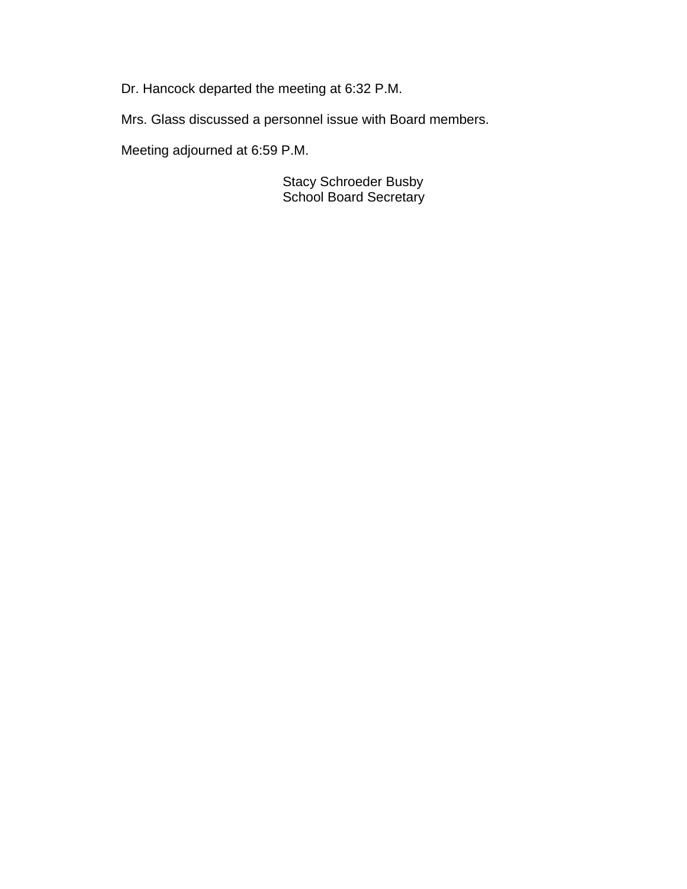Dr. Hancock departed the meeting at 6:32 P.M.

Mrs. Glass discussed a personnel issue with Board members.

Meeting adjourned at 6:59 P.M.

Stacy Schroeder Busby  
School Board Secretary